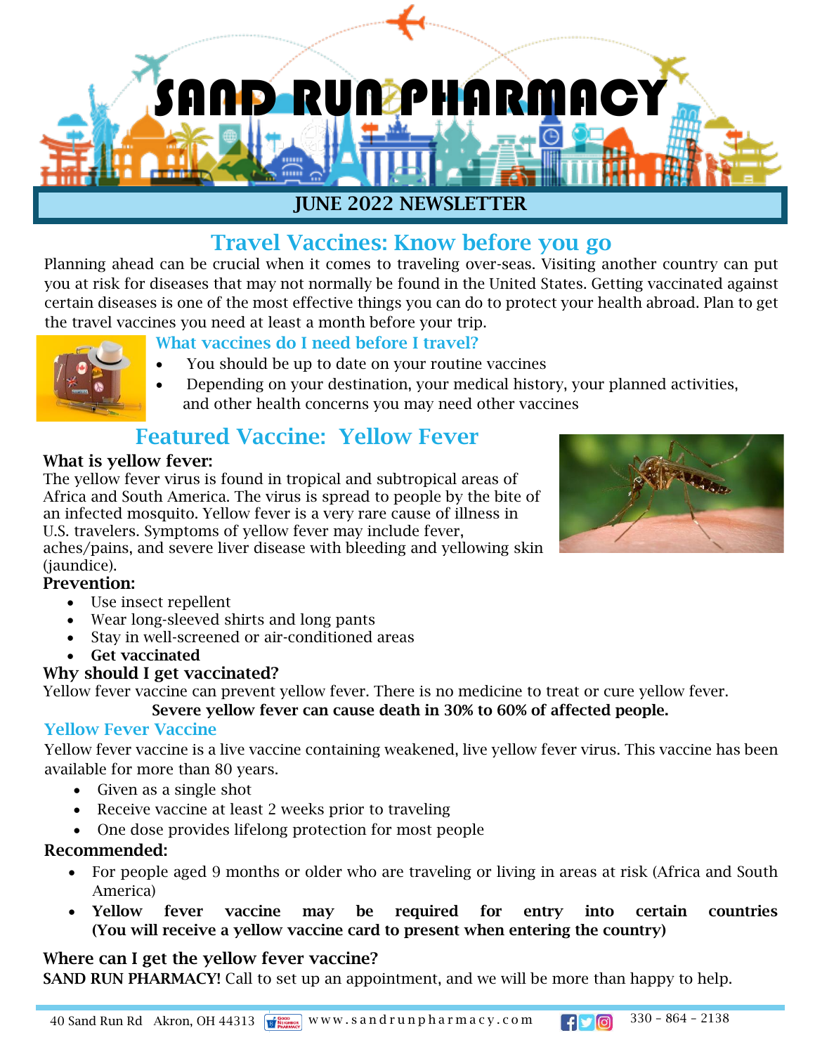# SAND RUN PHARMACY

## JUNE 2022 NEWSLETTER

## Travel Vaccines: Know before you go

Planning ahead can be crucial when it comes to traveling over-seas. Visiting another country can put you at risk for diseases that may not normally be found in the United States. Getting vaccinated against certain diseases is one of the most effective things you can do to protect your health abroad. Plan to get the travel vaccines you need at least a month before your trip.

### What vaccines do I need before I travel?

- You should be up to date on your routine vaccines
- Depending on your destination, your medical history, your planned activities, and other health concerns you may need other vaccines

## Featured Vaccine: Yellow Fever

**What is yellow fever:**

The yellow fever virus is found in tropical and subtropical areas of Africa and South America. The virus is spread to people by the bite of an infected mosquito. Yellow fever is a very rare cause of illness in U.S. travelers. Symptoms of yellow fever may include fever, aches/pains, and severe liver disease with bleeding and yellowing skin (jaundice).

**Prevention:**

- Use insect repellent
- Wear long-sleeved shirts and long pants
- Stay in well-screened or air-conditioned areas
- **Get vaccinated**

**Why should I get vaccinated?**

Yellow fever vaccine can prevent yellow fever. There is no medicine to treat or cure yellow fever.

**Severe yellow fever can cause death in 30% to 60% of affected people.**

### Yellow Fever Vaccine

Yellow fever vaccine is a live vaccine containing weakened, live yellow fever virus. This vaccine has been available for more than 80 years.

- Given as a single shot
- Receive vaccine at least 2 weeks prior to traveling
- One dose provides lifelong protection for most people

**Recommended:**

- For people aged 9 months or older who are traveling or living in areas at risk (Africa and South America)
- **Yellow fever vaccine may be required for entry into certain countries (You will receive a yellow vaccine card to present when entering the country)**

**Where can I get the yellow fever vaccine?**

**SAND RUN PHARMACY!** Call to set up an appointment, and we will be more than happy to help.

40 Sand Run Rd Akron, OH 44313 www.sandrunpharmacy.com 330 – 864 – 2138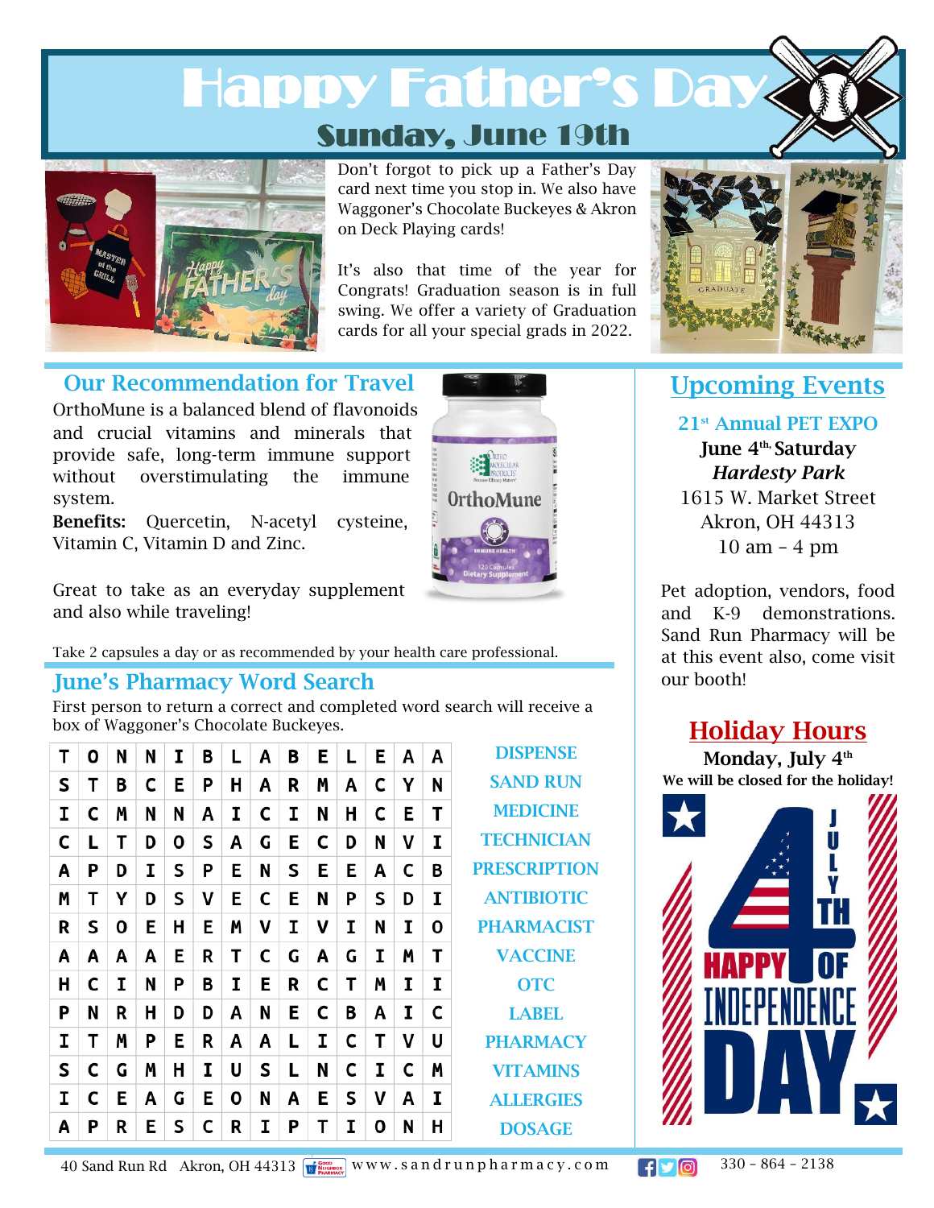# Happy Father's Day

## Sunday, June 19th

Don't forgot to pick up a Father's Day card next time you stop in. We also have Waggoner's Chocolate Buckeyes & Akron on Deck Playing cards!

It's also that time of the year for Congrats! Graduation season is in full swing. We offer a variety of Graduation cards for all your special grads in 2022.

## Our Recommendation for Travel

OrthoMune is a balanced blend of flavonoids and crucial vitamins and minerals that provide safe, long-term immune support without overstimulating the immune system.

**Benefits:** Quercetin, N-acetyl cysteine, Vitamin C, Vitamin D and Zinc.

Great to take as an everyday supplement and also while traveling!

Take 2 capsules a day or as recommended by your health care professional.

## June's Pharmacy Word Search

First person to return a correct and completed word search will receive a box of Waggoner's Chocolate Buckeyes.

| | | | | | | | | | | | | | |
|---|---|---|---|---|---|---|---|---|---|---|---|---|---|
| T | O | N | N | I | B | L | A | B | E | L | E | A | A |
| S | T | B | C | E | P | H | A | R | M | A | C | Y | N |
| I | C | M | N | N | A | I | C | I | N | H | C | E | T |
| C | L | T | D | O | S | A | G | E | C | D | N | V | I |
| A | P | D | I | S | P | E | N | S | E | E | A | C | B |
| M | T | Y | D | S | V | E | C | E | N | P | S | D | I |
| R | S | O | E | H | E | M | V | I | V | I | N | I | O |
| A | A | A | A | E | R | T | C | G | A | G | I | M | T |
| H | C | I | N | P | B | I | E | R | C | T | M | I | I |
| P | N | R | H | D | D | A | N | E | C | B | A | I | C |
| I | T | M | P | E | R | A | A | L | I | C | T | V | U |
| S | C | G | M | H | I | U | S | L | N | C | I | C | M |
| I | C | E | A | G | E | O | N | A | E | S | V | A | I |
| A | P | R | E | S | C | R | I | P | T | I | O | N | H |

DISPENSE
SAND RUN
MEDICINE
TECHNICIAN
PRESCRIPTION
ANTIBIOTIC
PHARMACIST
VACCINE
OTC
LABEL
PHARMACY
VITAMINS
ALLERGIES
DOSAGE

## Upcoming Events

**21st Annual PET EXPO**
**June 4th, Saturday**
***Hardesty Park***
1615 W. Market Street
Akron, OH 44313
10 am – 4 pm

Pet adoption, vendors, food and K-9 demonstrations. Sand Run Pharmacy will be at this event also, come visit our booth!

## Holiday Hours

**Monday, July 4th**
**We will be closed for the holiday!**

40 Sand Run Rd Akron, OH 44313 www.sandrunpharmacy.com 330 – 864 – 2138